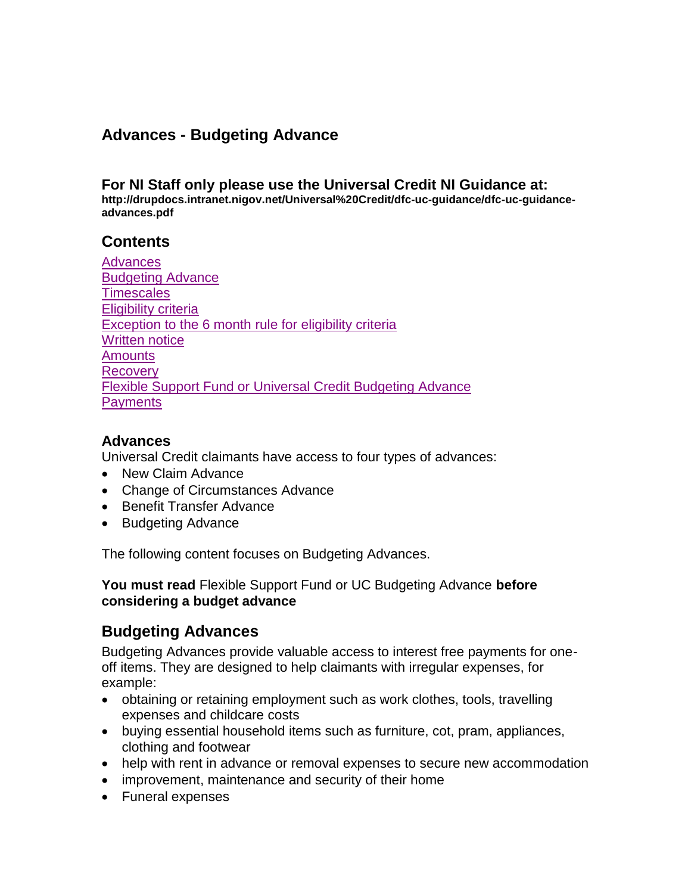# Advances - Budgeting Advance

### For NI Staff only please use the Universal Credit NI Guidance at:

**http://drupdocs.intranet.nigov.net/Universal%20Credit/dfc-uc-guidance/dfc-uc-guidance-advances.pdf**

## Contents

[Advances](#advances)
[Budgeting Advance](#budgeting-advances)
[Timescales](#)
[Eligibility criteria](#)
[Exception to the 6 month rule for eligibility criteria](#)
[Written notice](#)
[Amounts](#)
[Recovery](#)
[Flexible Support Fund or Universal Credit Budgeting Advance](#)
[Payments](#)

### Advances

Universal Credit claimants have access to four types of advances:

- New Claim Advance
- Change of Circumstances Advance
- Benefit Transfer Advance
- Budgeting Advance

The following content focuses on Budgeting Advances.

**You must read** Flexible Support Fund or UC Budgeting Advance **before considering a budget advance**

## Budgeting Advances

Budgeting Advances provide valuable access to interest free payments for one-off items. They are designed to help claimants with irregular expenses, for example:

- obtaining or retaining employment such as work clothes, tools, travelling expenses and childcare costs
- buying essential household items such as furniture, cot, pram, appliances, clothing and footwear
- help with rent in advance or removal expenses to secure new accommodation
- improvement, maintenance and security of their home
- Funeral expenses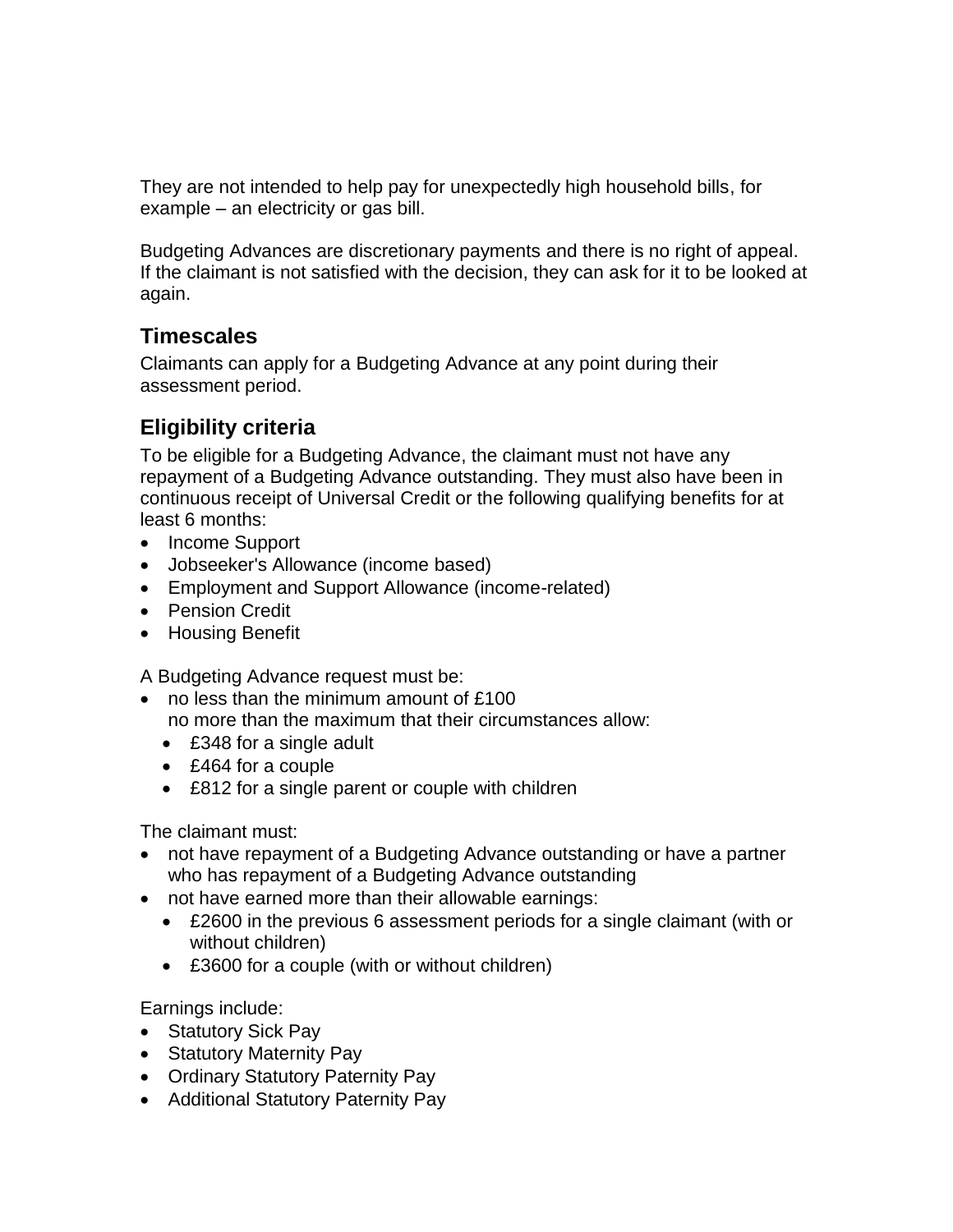They are not intended to help pay for unexpectedly high household bills, for example – an electricity or gas bill.

Budgeting Advances are discretionary payments and there is no right of appeal. If the claimant is not satisfied with the decision, they can ask for it to be looked at again.

## Timescales

Claimants can apply for a Budgeting Advance at any point during their assessment period.

## Eligibility criteria

To be eligible for a Budgeting Advance, the claimant must not have any repayment of a Budgeting Advance outstanding. They must also have been in continuous receipt of Universal Credit or the following qualifying benefits for at least 6 months:

- Income Support
- Jobseeker's Allowance (income based)
- Employment and Support Allowance (income-related)
- Pension Credit
- Housing Benefit

A Budgeting Advance request must be:

- no less than the minimum amount of £100
  no more than the maximum that their circumstances allow:
  - £348 for a single adult
  - £464 for a couple
  - £812 for a single parent or couple with children

The claimant must:

- not have repayment of a Budgeting Advance outstanding or have a partner who has repayment of a Budgeting Advance outstanding
- not have earned more than their allowable earnings:
  - £2600 in the previous 6 assessment periods for a single claimant (with or without children)
  - £3600 for a couple (with or without children)

Earnings include:

- Statutory Sick Pay
- Statutory Maternity Pay
- Ordinary Statutory Paternity Pay
- Additional Statutory Paternity Pay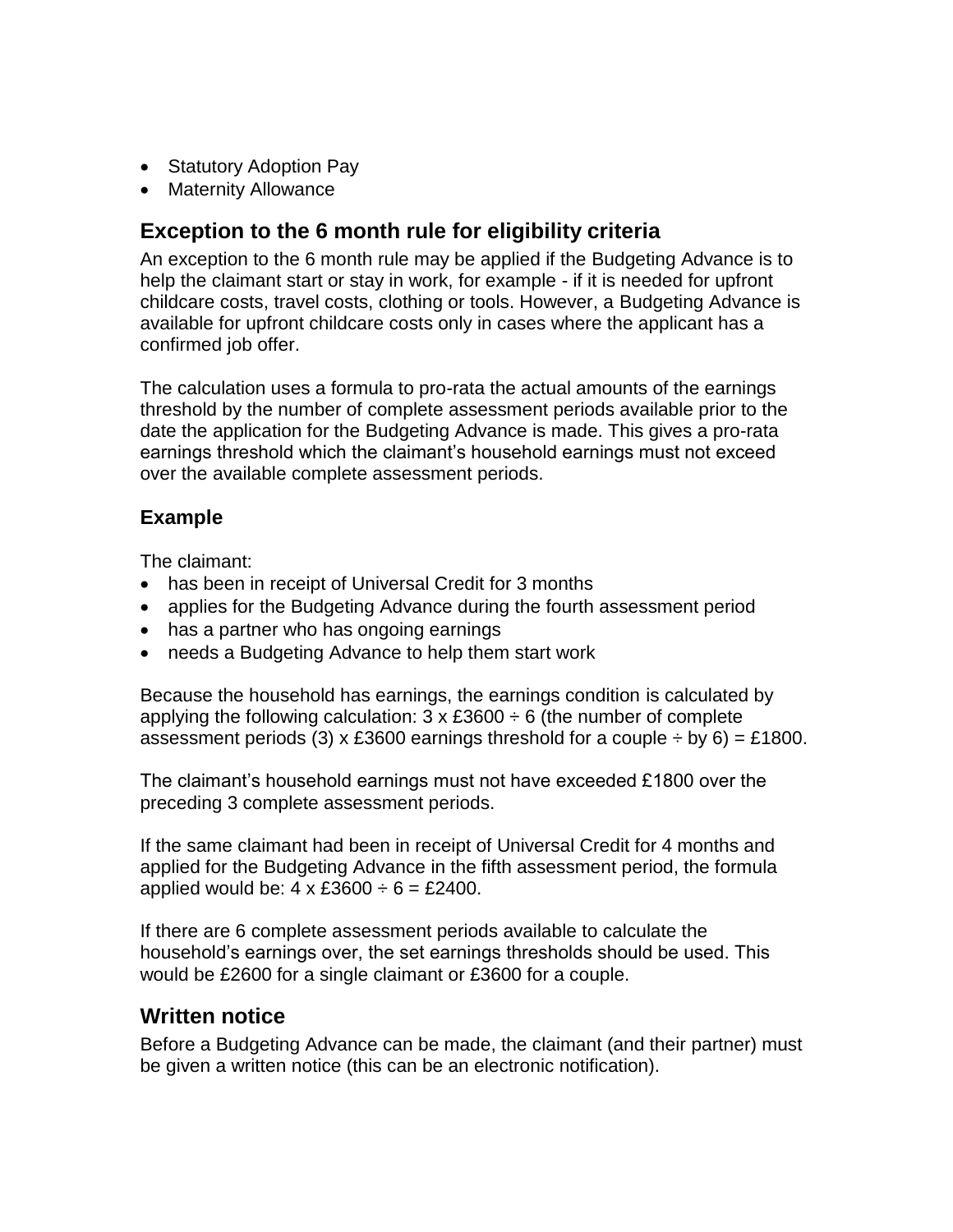- Statutory Adoption Pay
- Maternity Allowance

## Exception to the 6 month rule for eligibility criteria

An exception to the 6 month rule may be applied if the Budgeting Advance is to help the claimant start or stay in work, for example - if it is needed for upfront childcare costs, travel costs, clothing or tools. However, a Budgeting Advance is available for upfront childcare costs only in cases where the applicant has a confirmed job offer.

The calculation uses a formula to pro-rata the actual amounts of the earnings threshold by the number of complete assessment periods available prior to the date the application for the Budgeting Advance is made. This gives a pro-rata earnings threshold which the claimant's household earnings must not exceed over the available complete assessment periods.

### Example

The claimant:

- has been in receipt of Universal Credit for 3 months
- applies for the Budgeting Advance during the fourth assessment period
- has a partner who has ongoing earnings
- needs a Budgeting Advance to help them start work

Because the household has earnings, the earnings condition is calculated by applying the following calculation: 3 x £3600 ÷ 6 (the number of complete assessment periods (3) x £3600 earnings threshold for a couple ÷ by 6) = £1800.

The claimant's household earnings must not have exceeded £1800 over the preceding 3 complete assessment periods.

If the same claimant had been in receipt of Universal Credit for 4 months and applied for the Budgeting Advance in the fifth assessment period, the formula applied would be: 4 x £3600 ÷ 6 = £2400.

If there are 6 complete assessment periods available to calculate the household's earnings over, the set earnings thresholds should be used. This would be £2600 for a single claimant or £3600 for a couple.

## Written notice

Before a Budgeting Advance can be made, the claimant (and their partner) must be given a written notice (this can be an electronic notification).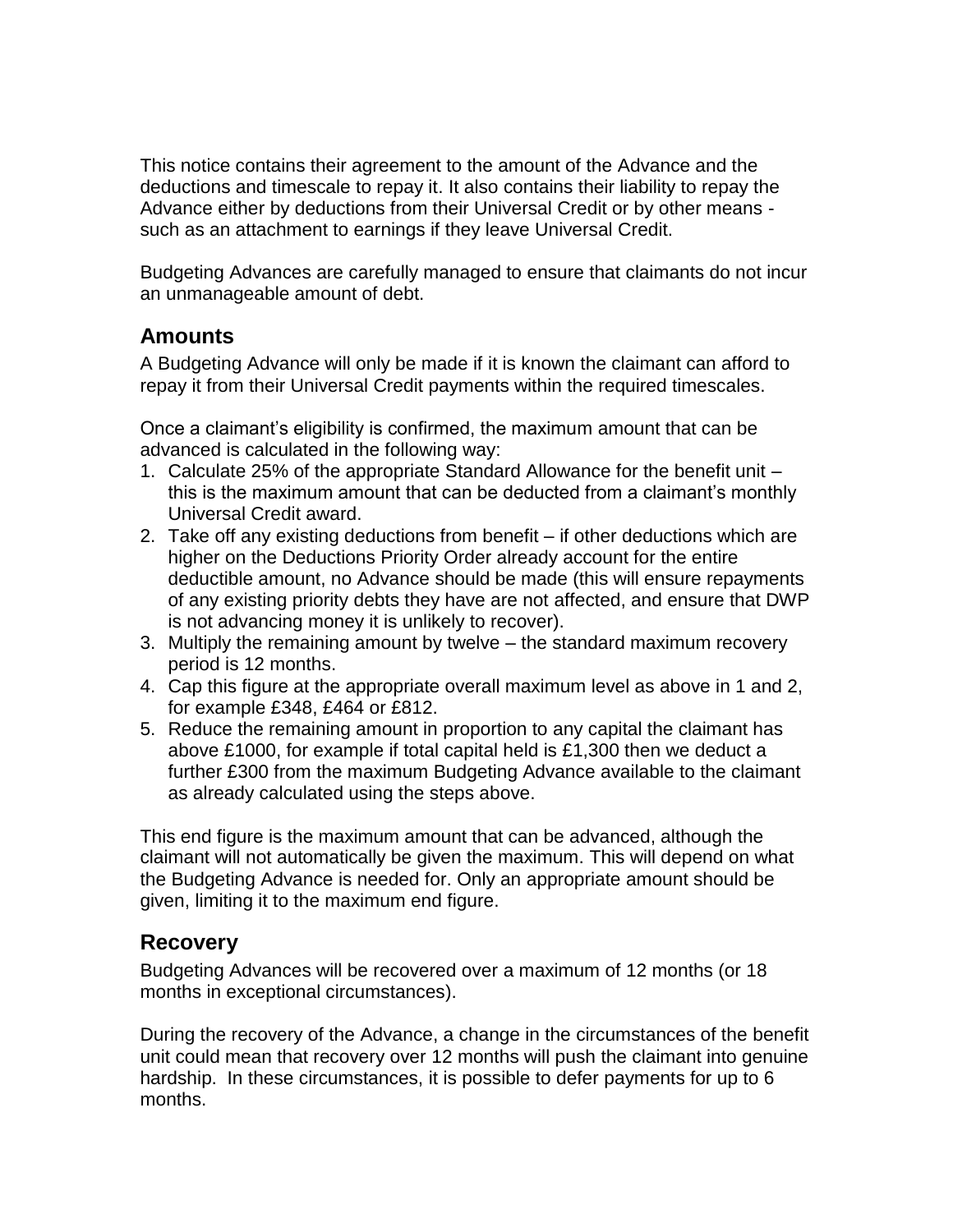This notice contains their agreement to the amount of the Advance and the deductions and timescale to repay it. It also contains their liability to repay the Advance either by deductions from their Universal Credit or by other means - such as an attachment to earnings if they leave Universal Credit.

Budgeting Advances are carefully managed to ensure that claimants do not incur an unmanageable amount of debt.

## Amounts

A Budgeting Advance will only be made if it is known the claimant can afford to repay it from their Universal Credit payments within the required timescales.

Once a claimant's eligibility is confirmed, the maximum amount that can be advanced is calculated in the following way:

1. Calculate 25% of the appropriate Standard Allowance for the benefit unit – this is the maximum amount that can be deducted from a claimant's monthly Universal Credit award.
2. Take off any existing deductions from benefit – if other deductions which are higher on the Deductions Priority Order already account for the entire deductible amount, no Advance should be made (this will ensure repayments of any existing priority debts they have are not affected, and ensure that DWP is not advancing money it is unlikely to recover).
3. Multiply the remaining amount by twelve – the standard maximum recovery period is 12 months.
4. Cap this figure at the appropriate overall maximum level as above in 1 and 2, for example £348, £464 or £812.
5. Reduce the remaining amount in proportion to any capital the claimant has above £1000, for example if total capital held is £1,300 then we deduct a further £300 from the maximum Budgeting Advance available to the claimant as already calculated using the steps above.

This end figure is the maximum amount that can be advanced, although the claimant will not automatically be given the maximum. This will depend on what the Budgeting Advance is needed for. Only an appropriate amount should be given, limiting it to the maximum end figure.

## Recovery

Budgeting Advances will be recovered over a maximum of 12 months (or 18 months in exceptional circumstances).

During the recovery of the Advance, a change in the circumstances of the benefit unit could mean that recovery over 12 months will push the claimant into genuine hardship. In these circumstances, it is possible to defer payments for up to 6 months.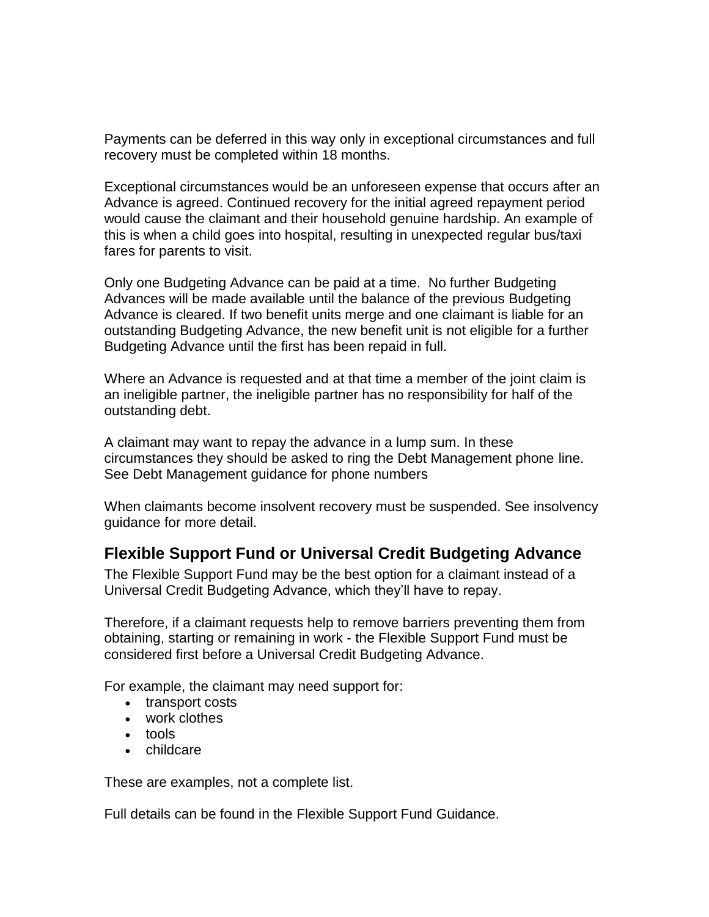Payments can be deferred in this way only in exceptional circumstances and full recovery must be completed within 18 months.

Exceptional circumstances would be an unforeseen expense that occurs after an Advance is agreed. Continued recovery for the initial agreed repayment period would cause the claimant and their household genuine hardship. An example of this is when a child goes into hospital, resulting in unexpected regular bus/taxi fares for parents to visit.

Only one Budgeting Advance can be paid at a time. No further Budgeting Advances will be made available until the balance of the previous Budgeting Advance is cleared. If two benefit units merge and one claimant is liable for an outstanding Budgeting Advance, the new benefit unit is not eligible for a further Budgeting Advance until the first has been repaid in full.

Where an Advance is requested and at that time a member of the joint claim is an ineligible partner, the ineligible partner has no responsibility for half of the outstanding debt.

A claimant may want to repay the advance in a lump sum. In these circumstances they should be asked to ring the Debt Management phone line. See Debt Management guidance for phone numbers

When claimants become insolvent recovery must be suspended. See insolvency guidance for more detail.

## Flexible Support Fund or Universal Credit Budgeting Advance

The Flexible Support Fund may be the best option for a claimant instead of a Universal Credit Budgeting Advance, which they'll have to repay.

Therefore, if a claimant requests help to remove barriers preventing them from obtaining, starting or remaining in work - the Flexible Support Fund must be considered first before a Universal Credit Budgeting Advance.

For example, the claimant may need support for:

- transport costs
- work clothes
- tools
- childcare

These are examples, not a complete list.

Full details can be found in the Flexible Support Fund Guidance.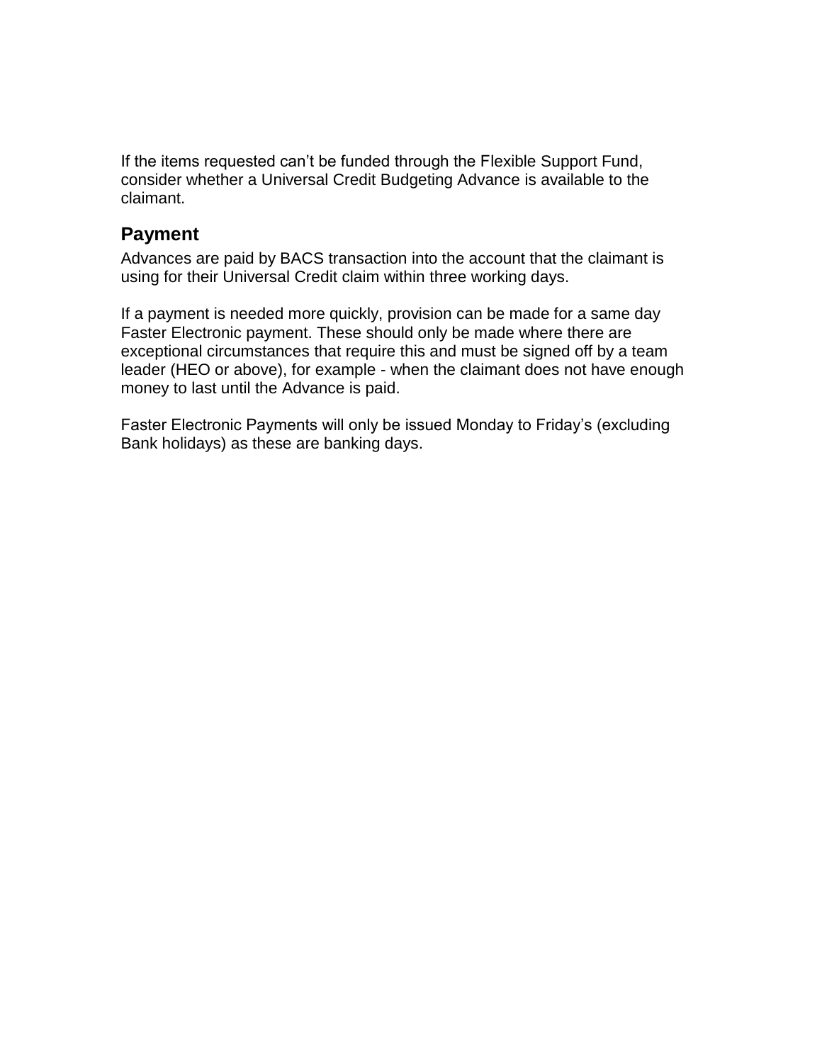If the items requested can't be funded through the Flexible Support Fund, consider whether a Universal Credit Budgeting Advance is available to the claimant.

## Payment

Advances are paid by BACS transaction into the account that the claimant is using for their Universal Credit claim within three working days.

If a payment is needed more quickly, provision can be made for a same day Faster Electronic payment. These should only be made where there are exceptional circumstances that require this and must be signed off by a team leader (HEO or above), for example - when the claimant does not have enough money to last until the Advance is paid.

Faster Electronic Payments will only be issued Monday to Friday's (excluding Bank holidays) as these are banking days.